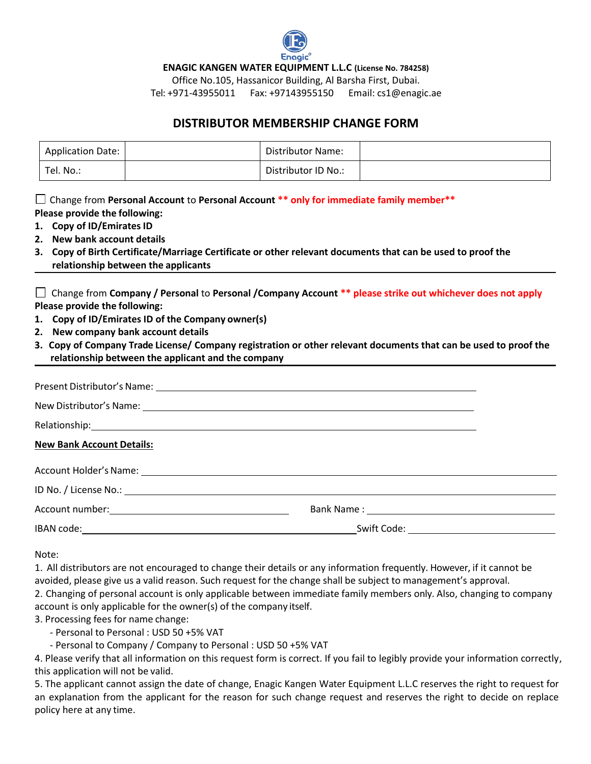**ENAGIC KANGEN WATER EQUIPMENT L.L.C (License No. 784258)**

Office No.105, Hassanicor Building, Al Barsha First, Dubai.

Tel: +971-43955011 Fax: +97143955150 Email: cs1@enagic.ae

# DISTRIBUTOR MEMBERSHIP CHANGE FORM

| Application Date: | | Distributor Name: | |
|---|---|---|---|
| Tel. No.: | | Distributor ID No.: | |

☐ Change from **Personal Account** to **Personal Account** **\*\* only for immediate family member\*\***

**Please provide the following:**

1. **Copy of ID/Emirates ID**
2. **New bank account details**
3. **Copy of Birth Certificate/Marriage Certificate or other relevant documents that can be used to proof the relationship between the applicants**

---

☐ Change from **Company / Personal** to **Personal /Company Account** **\*\* please strike out whichever does not apply**

**Please provide the following:**

1. **Copy of ID/Emirates ID of the Company owner(s)**
2. **New company bank account details**
3. **Copy of Company Trade License/ Company registration or other relevant documents that can be used to proof the relationship between the applicant and the company**

---

Present Distributor's Name: ____________________

New Distributor's Name: ____________________

Relationship: ____________________

**New Bank Account Details:**

Account Holder's Name: ____________________

ID No. / License No.: ____________________

Account number: ____________________ Bank Name : ____________________

IBAN code: ____________________ Swift Code: ____________________

Note:

1. All distributors are not encouraged to change their details or any information frequently. However, if it cannot be avoided, please give us a valid reason. Such request for the change shall be subject to management's approval.
2. Changing of personal account is only applicable between immediate family members only. Also, changing to company account is only applicable for the owner(s) of the company itself.
3. Processing fees for name change:
   - Personal to Personal : USD 50 +5% VAT
   - Personal to Company / Company to Personal : USD 50 +5% VAT
4. Please verify that all information on this request form is correct. If you fail to legibly provide your information correctly, this application will not be valid.
5. The applicant cannot assign the date of change, Enagic Kangen Water Equipment L.L.C reserves the right to request for an explanation from the applicant for the reason for such change request and reserves the right to decide on replace policy here at any time.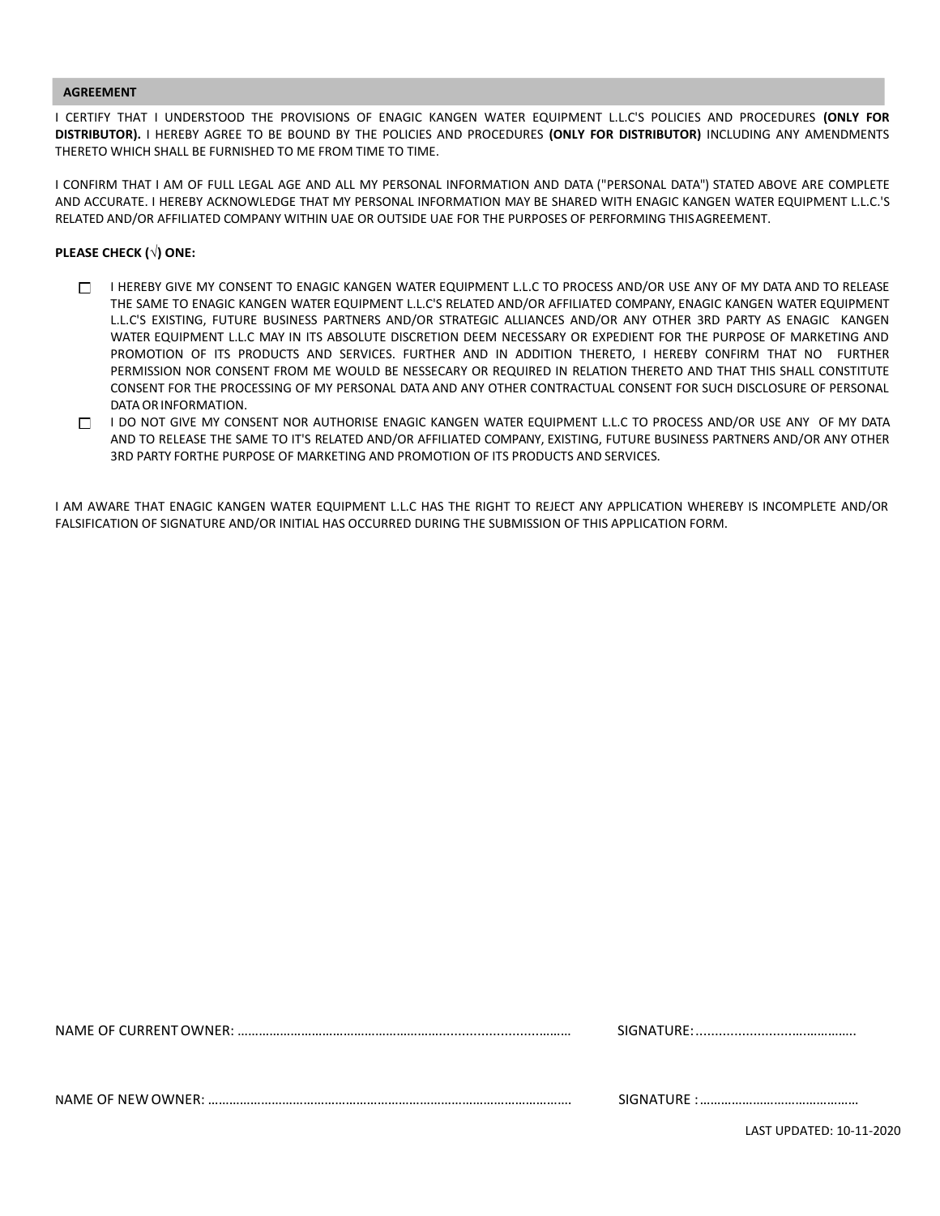## AGREEMENT

I CERTIFY THAT I UNDERSTOOD THE PROVISIONS OF ENAGIC KANGEN WATER EQUIPMENT L.L.C'S POLICIES AND PROCEDURES **(ONLY FOR DISTRIBUTOR).** I HEREBY AGREE TO BE BOUND BY THE POLICIES AND PROCEDURES **(ONLY FOR DISTRIBUTOR)** INCLUDING ANY AMENDMENTS THERETO WHICH SHALL BE FURNISHED TO ME FROM TIME TO TIME.

I CONFIRM THAT I AM OF FULL LEGAL AGE AND ALL MY PERSONAL INFORMATION AND DATA ("PERSONAL DATA") STATED ABOVE ARE COMPLETE AND ACCURATE. I HEREBY ACKNOWLEDGE THAT MY PERSONAL INFORMATION MAY BE SHARED WITH ENAGIC KANGEN WATER EQUIPMENT L.L.C.'S RELATED AND/OR AFFILIATED COMPANY WITHIN UAE OR OUTSIDE UAE FOR THE PURPOSES OF PERFORMING THISAGREEMENT.

**PLEASE CHECK (√) ONE:**

- ☐ I HEREBY GIVE MY CONSENT TO ENAGIC KANGEN WATER EQUIPMENT L.L.C TO PROCESS AND/OR USE ANY OF MY DATA AND TO RELEASE THE SAME TO ENAGIC KANGEN WATER EQUIPMENT L.L.C'S RELATED AND/OR AFFILIATED COMPANY, ENAGIC KANGEN WATER EQUIPMENT L.L.C'S EXISTING, FUTURE BUSINESS PARTNERS AND/OR STRATEGIC ALLIANCES AND/OR ANY OTHER 3RD PARTY AS ENAGIC KANGEN WATER EQUIPMENT L.L.C MAY IN ITS ABSOLUTE DISCRETION DEEM NECESSARY OR EXPEDIENT FOR THE PURPOSE OF MARKETING AND PROMOTION OF ITS PRODUCTS AND SERVICES. FURTHER AND IN ADDITION THERETO, I HEREBY CONFIRM THAT NO FURTHER PERMISSION NOR CONSENT FROM ME WOULD BE NESSECARY OR REQUIRED IN RELATION THERETO AND THAT THIS SHALL CONSTITUTE CONSENT FOR THE PROCESSING OF MY PERSONAL DATA AND ANY OTHER CONTRACTUAL CONSENT FOR SUCH DISCLOSURE OF PERSONAL DATA OR INFORMATION.
- ☐ I DO NOT GIVE MY CONSENT NOR AUTHORISE ENAGIC KANGEN WATER EQUIPMENT L.L.C TO PROCESS AND/OR USE ANY OF MY DATA AND TO RELEASE THE SAME TO IT'S RELATED AND/OR AFFILIATED COMPANY, EXISTING, FUTURE BUSINESS PARTNERS AND/OR ANY OTHER 3RD PARTY FORTHE PURPOSE OF MARKETING AND PROMOTION OF ITS PRODUCTS AND SERVICES.

I AM AWARE THAT ENAGIC KANGEN WATER EQUIPMENT L.L.C HAS THE RIGHT TO REJECT ANY APPLICATION WHEREBY IS INCOMPLETE AND/OR FALSIFICATION OF SIGNATURE AND/OR INITIAL HAS OCCURRED DURING THE SUBMISSION OF THIS APPLICATION FORM.

NAME OF CURRENT OWNER: ………………………………………………………………………………… SIGNATURE: ………………………………………

NAME OF NEW OWNER: ………………………………………………………………………………………… SIGNATURE : ………………………………………

LAST UPDATED: 10-11-2020